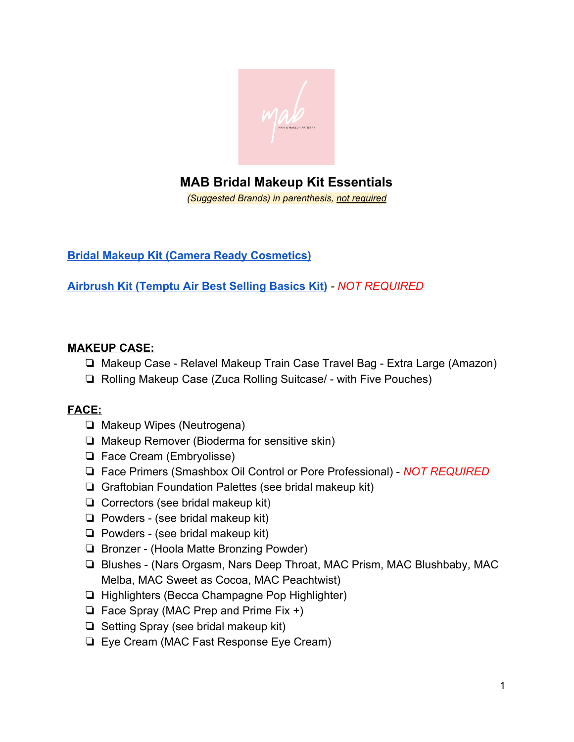# MAB Bridal Makeup Kit Essentials

*(Suggested Brands) in parenthesis, not required*

**Bridal Makeup Kit (Camera Ready Cosmetics)**

**Airbrush Kit (Temptu Air Best Selling Basics Kit)** - *NOT REQUIRED*

**MAKEUP CASE:**

- ❏ Makeup Case - Relavel Makeup Train Case Travel Bag - Extra Large (Amazon)
- ❏ Rolling Makeup Case (Zuca Rolling Suitcase/ - with Five Pouches)

**FACE:**

- ❏ Makeup Wipes (Neutrogena)
- ❏ Makeup Remover (Bioderma for sensitive skin)
- ❏ Face Cream (Embryolisse)
- ❏ Face Primers (Smashbox Oil Control or Pore Professional) - *NOT REQUIRED*
- ❏ Graftobian Foundation Palettes (see bridal makeup kit)
- ❏ Correctors (see bridal makeup kit)
- ❏ Powders - (see bridal makeup kit)
- ❏ Powders - (see bridal makeup kit)
- ❏ Bronzer - (Hoola Matte Bronzing Powder)
- ❏ Blushes - (Nars Orgasm, Nars Deep Throat, MAC Prism, MAC Blushbaby, MAC Melba, MAC Sweet as Cocoa, MAC Peachtwist)
- ❏ Highlighters (Becca Champagne Pop Highlighter)
- ❏ Face Spray (MAC Prep and Prime Fix +)
- ❏ Setting Spray (see bridal makeup kit)
- ❏ Eye Cream (MAC Fast Response Eye Cream)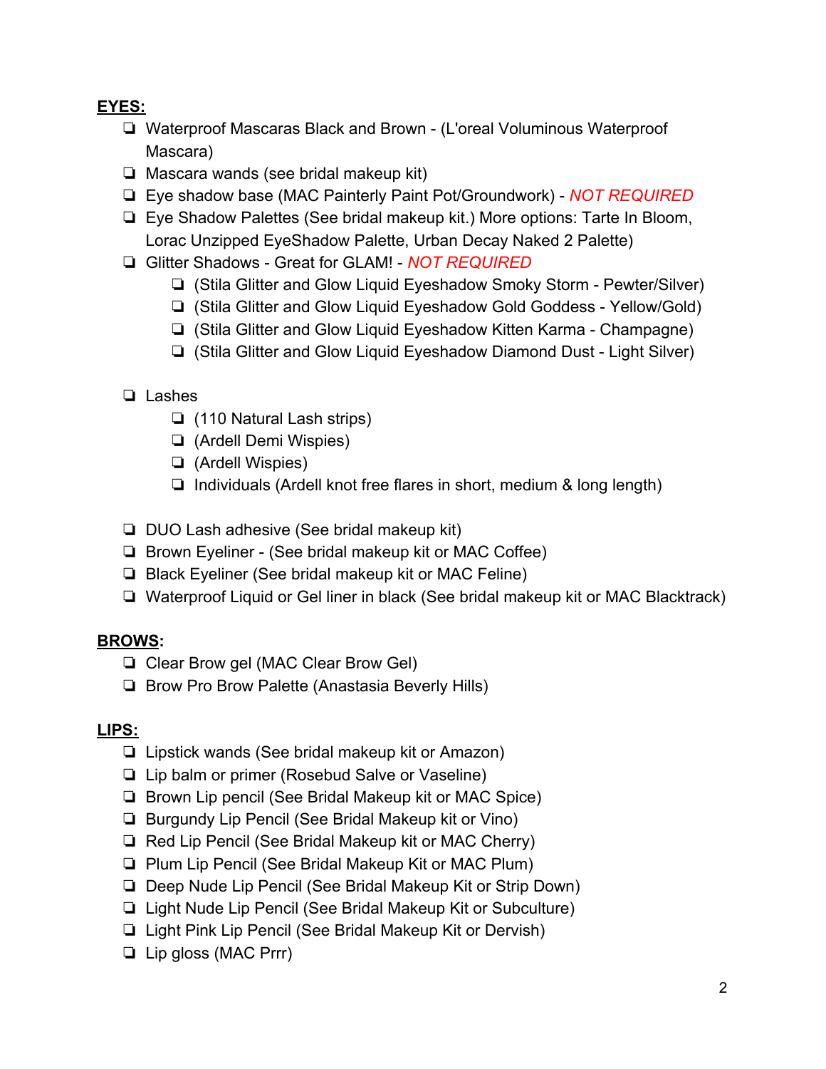**EYES:**

- ❏ Waterproof Mascaras Black and Brown - (L'oreal Voluminous Waterproof Mascara)
- ❏ Mascara wands (see bridal makeup kit)
- ❏ Eye shadow base (MAC Painterly Paint Pot/Groundwork) - *NOT REQUIRED*
- ❏ Eye Shadow Palettes (See bridal makeup kit.) More options: Tarte In Bloom, Lorac Unzipped EyeShadow Palette, Urban Decay Naked 2 Palette)
- ❏ Glitter Shadows - Great for GLAM! - *NOT REQUIRED*
    - ❏ (Stila Glitter and Glow Liquid Eyeshadow Smoky Storm - Pewter/Silver)
    - ❏ (Stila Glitter and Glow Liquid Eyeshadow Gold Goddess - Yellow/Gold)
    - ❏ (Stila Glitter and Glow Liquid Eyeshadow Kitten Karma - Champagne)
    - ❏ (Stila Glitter and Glow Liquid Eyeshadow Diamond Dust - Light Silver)

- ❏ Lashes
    - ❏ (110 Natural Lash strips)
    - ❏ (Ardell Demi Wispies)
    - ❏ (Ardell Wispies)
    - ❏ Individuals (Ardell knot free flares in short, medium & long length)

- ❏ DUO Lash adhesive (See bridal makeup kit)
- ❏ Brown Eyeliner - (See bridal makeup kit or MAC Coffee)
- ❏ Black Eyeliner (See bridal makeup kit or MAC Feline)
- ❏ Waterproof Liquid or Gel liner in black (See bridal makeup kit or MAC Blacktrack)

**BROWS:**

- ❏ Clear Brow gel (MAC Clear Brow Gel)
- ❏ Brow Pro Brow Palette (Anastasia Beverly Hills)

**LIPS:**

- ❏ Lipstick wands (See bridal makeup kit or Amazon)
- ❏ Lip balm or primer (Rosebud Salve or Vaseline)
- ❏ Brown Lip pencil (See Bridal Makeup kit or MAC Spice)
- ❏ Burgundy Lip Pencil (See Bridal Makeup kit or Vino)
- ❏ Red Lip Pencil (See Bridal Makeup kit or MAC Cherry)
- ❏ Plum Lip Pencil (See Bridal Makeup Kit or MAC Plum)
- ❏ Deep Nude Lip Pencil (See Bridal Makeup Kit or Strip Down)
- ❏ Light Nude Lip Pencil (See Bridal Makeup Kit or Subculture)
- ❏ Light Pink Lip Pencil (See Bridal Makeup Kit or Dervish)
- ❏ Lip gloss (MAC Prrr)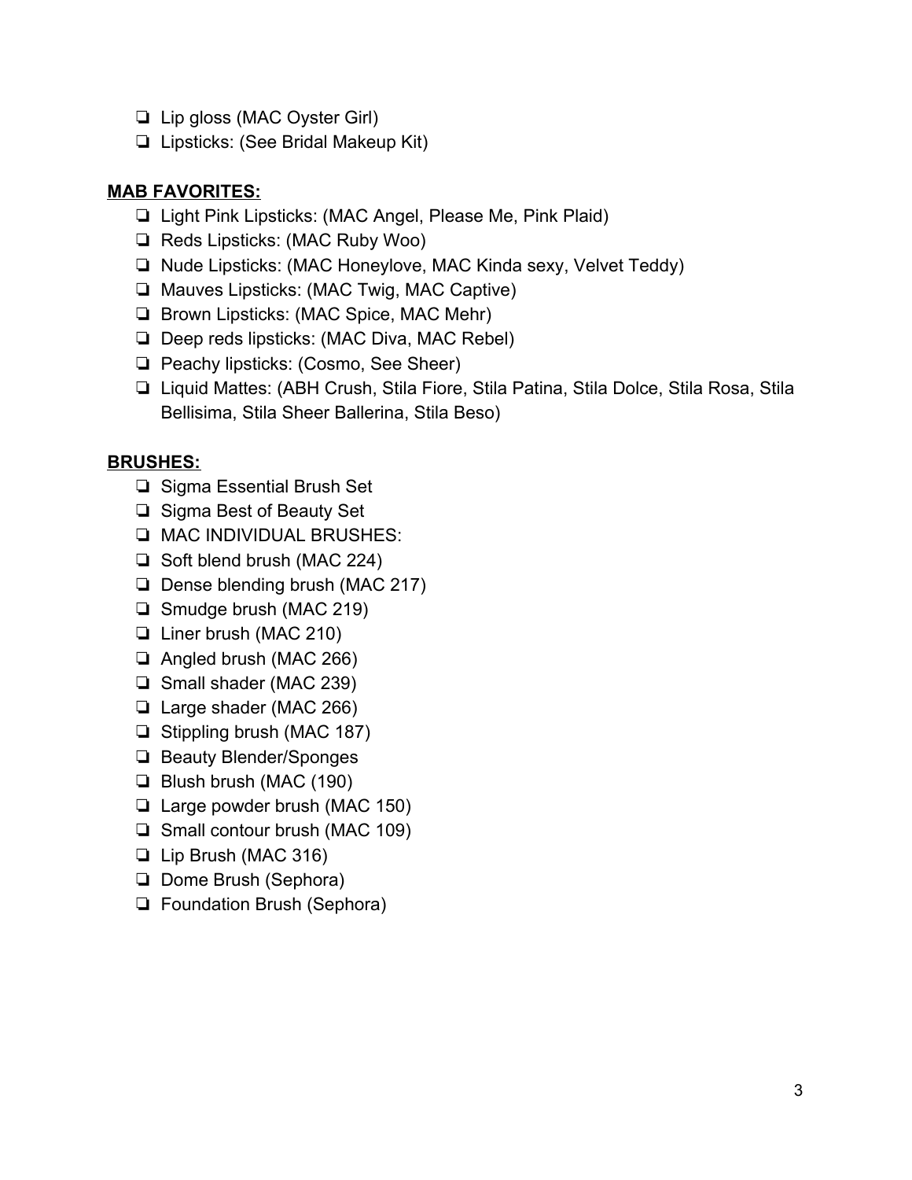- ❏ Lip gloss (MAC Oyster Girl)
- ❏ Lipsticks: (See Bridal Makeup Kit)

**MAB FAVORITES:**

- ❏ Light Pink Lipsticks: (MAC Angel, Please Me, Pink Plaid)
- ❏ Reds Lipsticks: (MAC Ruby Woo)
- ❏ Nude Lipsticks: (MAC Honeylove, MAC Kinda sexy, Velvet Teddy)
- ❏ Mauves Lipsticks: (MAC Twig, MAC Captive)
- ❏ Brown Lipsticks: (MAC Spice, MAC Mehr)
- ❏ Deep reds lipsticks: (MAC Diva, MAC Rebel)
- ❏ Peachy lipsticks: (Cosmo, See Sheer)
- ❏ Liquid Mattes: (ABH Crush, Stila Fiore, Stila Patina, Stila Dolce, Stila Rosa, Stila Bellisima, Stila Sheer Ballerina, Stila Beso)

**BRUSHES:**

- ❏ Sigma Essential Brush Set
- ❏ Sigma Best of Beauty Set
- ❏ MAC INDIVIDUAL BRUSHES:
- ❏ Soft blend brush (MAC 224)
- ❏ Dense blending brush (MAC 217)
- ❏ Smudge brush (MAC 219)
- ❏ Liner brush (MAC 210)
- ❏ Angled brush (MAC 266)
- ❏ Small shader (MAC 239)
- ❏ Large shader (MAC 266)
- ❏ Stippling brush (MAC 187)
- ❏ Beauty Blender/Sponges
- ❏ Blush brush (MAC (190)
- ❏ Large powder brush (MAC 150)
- ❏ Small contour brush (MAC 109)
- ❏ Lip Brush (MAC 316)
- ❏ Dome Brush (Sephora)
- ❏ Foundation Brush (Sephora)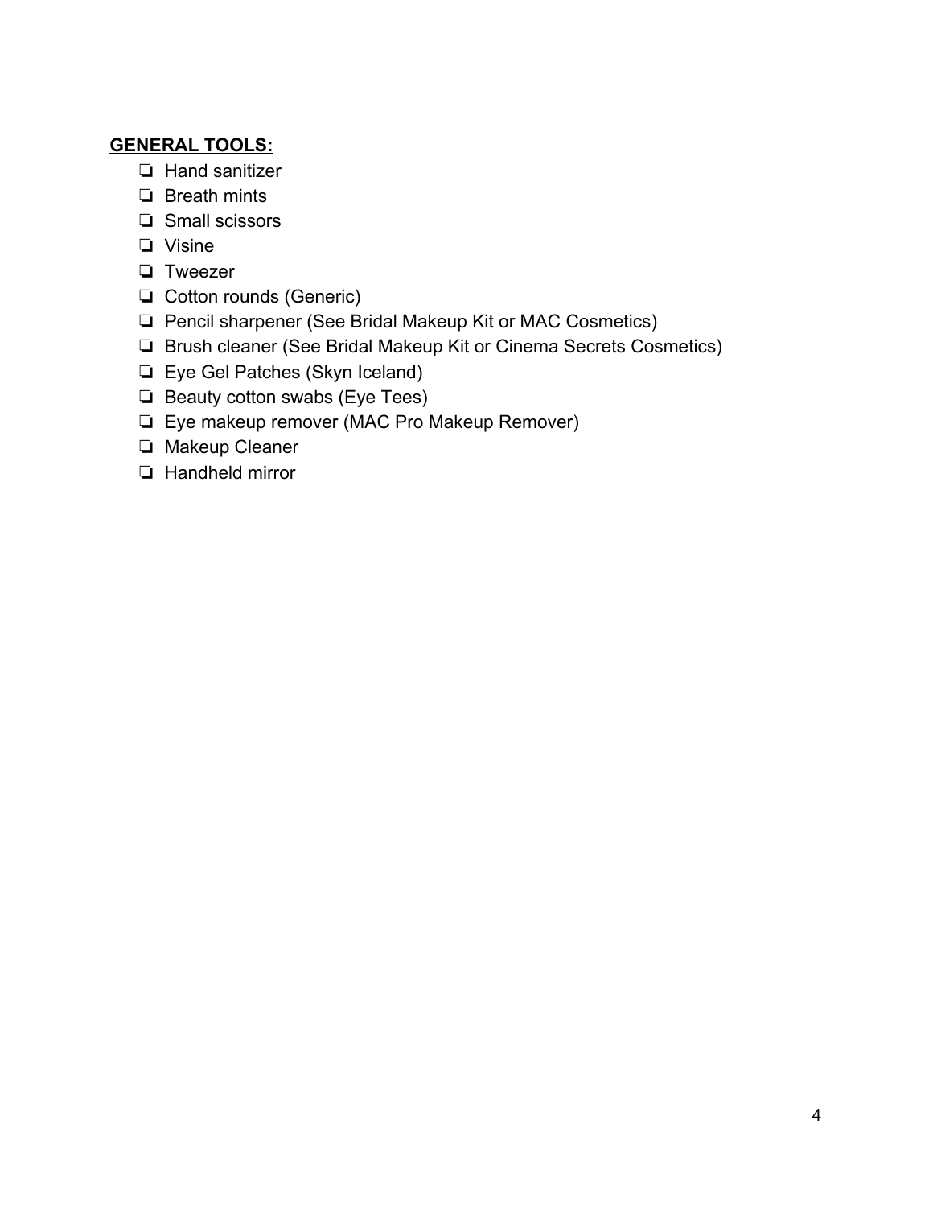**GENERAL TOOLS:**

- [ ] Hand sanitizer
- [ ] Breath mints
- [ ] Small scissors
- [ ] Visine
- [ ] Tweezer
- [ ] Cotton rounds (Generic)
- [ ] Pencil sharpener (See Bridal Makeup Kit or MAC Cosmetics)
- [ ] Brush cleaner (See Bridal Makeup Kit or Cinema Secrets Cosmetics)
- [ ] Eye Gel Patches (Skyn Iceland)
- [ ] Beauty cotton swabs (Eye Tees)
- [ ] Eye makeup remover (MAC Pro Makeup Remover)
- [ ] Makeup Cleaner
- [ ] Handheld mirror